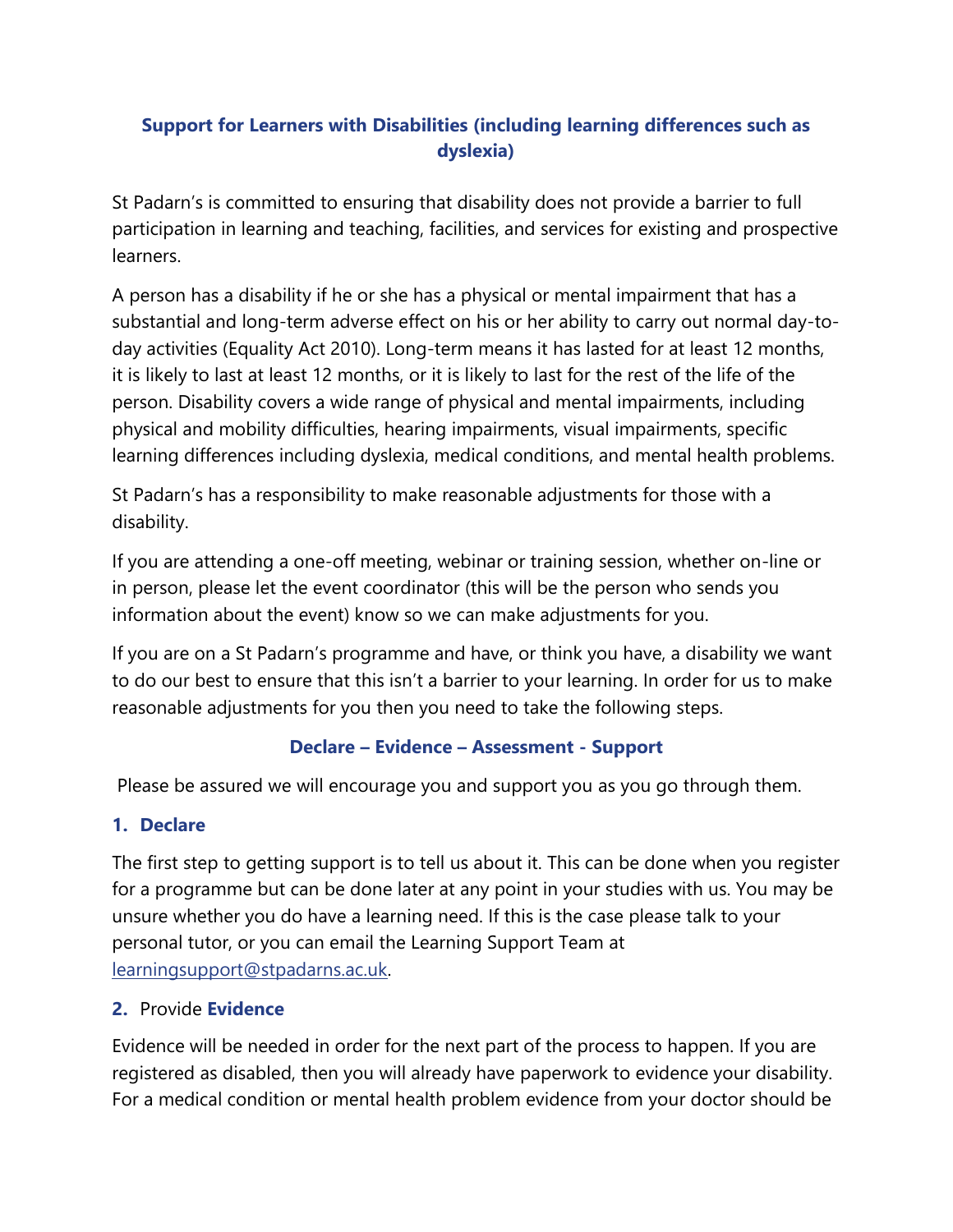# Support for Learners with Disabilities (including learning differences such as dyslexia)

St Padarn's is committed to ensuring that disability does not provide a barrier to full participation in learning and teaching, facilities, and services for existing and prospective learners.

A person has a disability if he or she has a physical or mental impairment that has a substantial and long-term adverse effect on his or her ability to carry out normal day-to-day activities (Equality Act 2010). Long-term means it has lasted for at least 12 months, it is likely to last at least 12 months, or it is likely to last for the rest of the life of the person. Disability covers a wide range of physical and mental impairments, including physical and mobility difficulties, hearing impairments, visual impairments, specific learning differences including dyslexia, medical conditions, and mental health problems.

St Padarn's has a responsibility to make reasonable adjustments for those with a disability.

If you are attending a one-off meeting, webinar or training session, whether on-line or in person, please let the event coordinator (this will be the person who sends you information about the event) know so we can make adjustments for you.

If you are on a St Padarn's programme and have, or think you have, a disability we want to do our best to ensure that this isn't a barrier to your learning. In order for us to make reasonable adjustments for you then you need to take the following steps.

**Declare – Evidence – Assessment - Support**

Please be assured we will encourage you and support you as you go through them.

## 1. Declare

The first step to getting support is to tell us about it. This can be done when you register for a programme but can be done later at any point in your studies with us. You may be unsure whether you do have a learning need. If this is the case please talk to your personal tutor, or you can email the Learning Support Team at learningsupport@stpadarns.ac.uk.

## 2. Provide **Evidence**

Evidence will be needed in order for the next part of the process to happen. If you are registered as disabled, then you will already have paperwork to evidence your disability. For a medical condition or mental health problem evidence from your doctor should be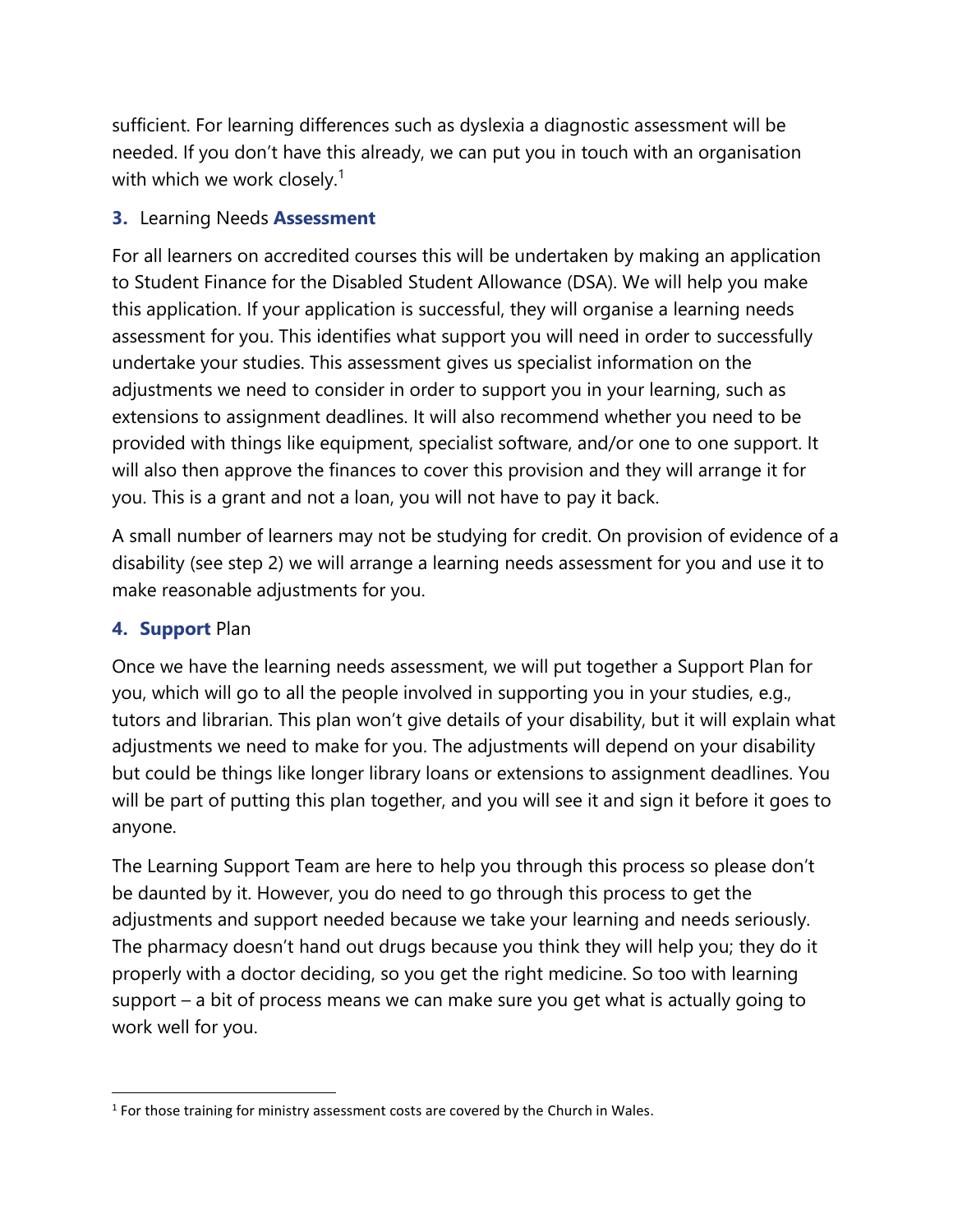sufficient. For learning differences such as dyslexia a diagnostic assessment will be needed. If you don't have this already, we can put you in touch with an organisation with which we work closely.[1]

### **3.** Learning Needs **Assessment**

For all learners on accredited courses this will be undertaken by making an application to Student Finance for the Disabled Student Allowance (DSA). We will help you make this application. If your application is successful, they will organise a learning needs assessment for you. This identifies what support you will need in order to successfully undertake your studies. This assessment gives us specialist information on the adjustments we need to consider in order to support you in your learning, such as extensions to assignment deadlines. It will also recommend whether you need to be provided with things like equipment, specialist software, and/or one to one support. It will also then approve the finances to cover this provision and they will arrange it for you. This is a grant and not a loan, you will not have to pay it back.

A small number of learners may not be studying for credit. On provision of evidence of a disability (see step 2) we will arrange a learning needs assessment for you and use it to make reasonable adjustments for you.

### **4. Support** Plan

Once we have the learning needs assessment, we will put together a Support Plan for you, which will go to all the people involved in supporting you in your studies, e.g., tutors and librarian. This plan won't give details of your disability, but it will explain what adjustments we need to make for you. The adjustments will depend on your disability but could be things like longer library loans or extensions to assignment deadlines. You will be part of putting this plan together, and you will see it and sign it before it goes to anyone.

The Learning Support Team are here to help you through this process so please don't be daunted by it. However, you do need to go through this process to get the adjustments and support needed because we take your learning and needs seriously. The pharmacy doesn't hand out drugs because you think they will help you; they do it properly with a doctor deciding, so you get the right medicine. So too with learning support – a bit of process means we can make sure you get what is actually going to work well for you.

---

[1] For those training for ministry assessment costs are covered by the Church in Wales.